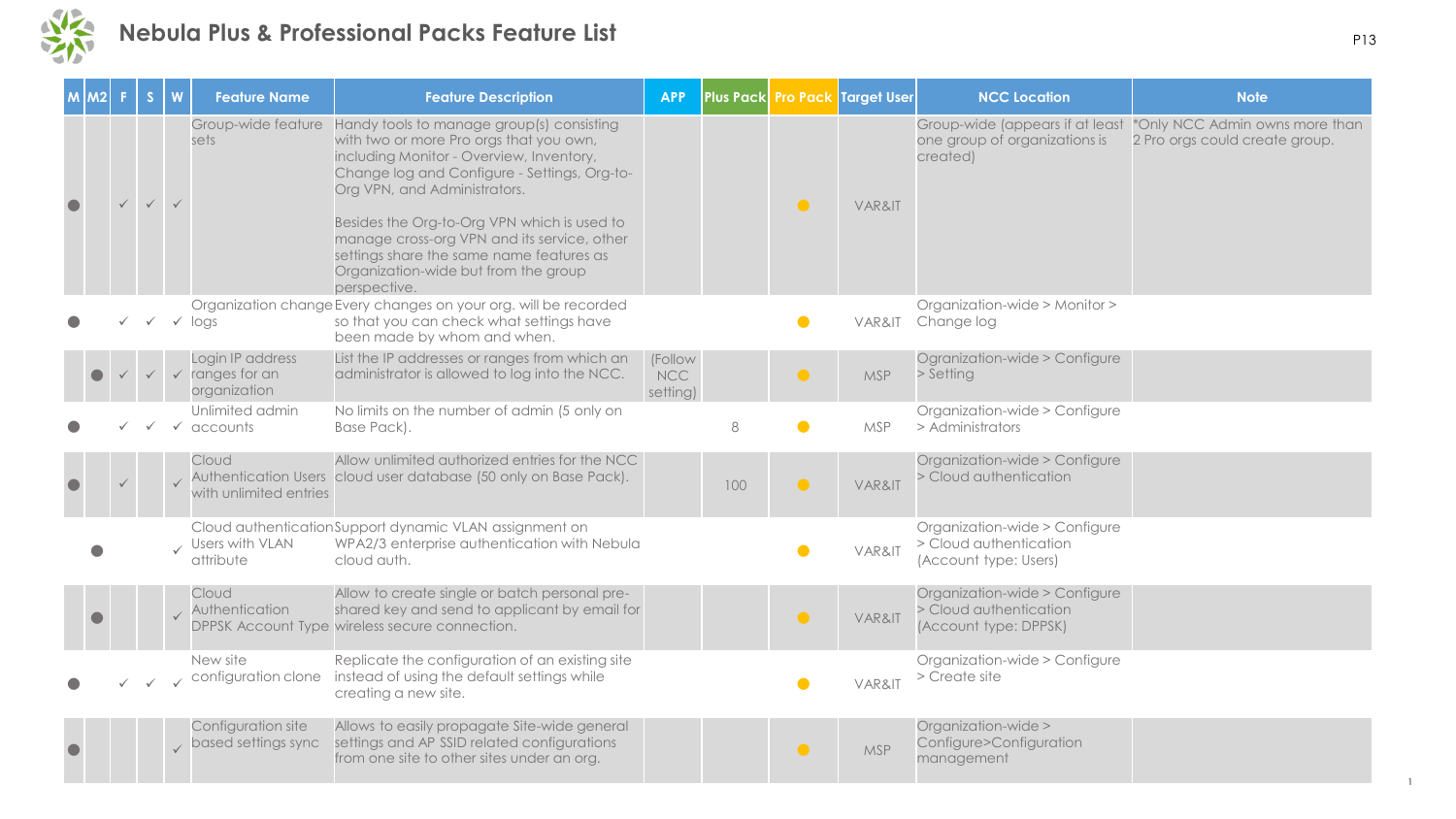# Nebula Plus & Professional Packs Feature List

| M | M2 | F | S | W | Feature Name | Feature Description | APP | Plus Pack | Pro Pack | Target User | NCC Location | Note |
|---|---|---|---|---|---|---|---|---|---|---|---|---|
| ● | | ✓ | ✓ | ✓ | Group-wide feature sets | Handy tools to manage group(s) consisting with two or more Pro orgs that you own, including Monitor - Overview, Inventory, Change log and Configure - Settings, Org-to-Org VPN, and Administrators.<br><br>Besides the Org-to-Org VPN which is used to manage cross-org VPN and its service, other settings share the same name features as Organization-wide but from the group perspective. | | | ● | VAR&IT | Group-wide (appears if at least one group of organizations is created) | *Only NCC Admin owns more than 2 Pro orgs could create group. |
| ● | | ✓ | ✓ | ✓ | Organization change logs | Every changes on your org. will be recorded so that you can check what settings have been made by whom and when. | | | ● | VAR&IT | Organization-wide > Monitor > Change log | |
| | ● | ✓ | ✓ | ✓ | Login IP address ranges for an organization | List the IP addresses or ranges from which an administrator is allowed to log into the NCC. | (Follow NCC setting) | | ● | MSP | Organization-wide > Configure > Setting | |
| ● | | ✓ | ✓ | ✓ | Unlimited admin accounts | No limits on the number of admin (5 only on Base Pack). | | 8 | ● | MSP | Organization-wide > Configure > Administrators | |
| ● | | ✓ | | ✓ | Cloud Authentication Users with unlimited entries | Allow unlimited authorized entries for the NCC cloud user database (50 only on Base Pack). | | 100 | ● | VAR&IT | Organization-wide > Configure > Cloud authentication | |
| | ● | | | ✓ | Cloud authentication Users with VLAN attribute | Support dynamic VLAN assignment on WPA2/3 enterprise authentication with Nebula cloud auth. | | | ● | VAR&IT | Organization-wide > Configure > Cloud authentication (Account type: Users) | |
| | ● | | | ✓ | Cloud Authentication DPPSK Account Type | Allow to create single or batch personal pre-shared key and send to applicant by email for wireless secure connection. | | | ● | VAR&IT | Organization-wide > Configure > Cloud authentication (Account type: DPPSK) | |
| ● | | ✓ | ✓ | ✓ | New site configuration clone | Replicate the configuration of an existing site instead of using the default settings while creating a new site. | | | ● | VAR&IT | Organization-wide > Configure > Create site | |
| ● | | | | ✓ | Configuration site based settings sync | Allows to easily propagate Site-wide general settings and AP SSID related configurations from one site to other sites under an org. | | | ● | MSP | Organization-wide > Configure>Configuration management | |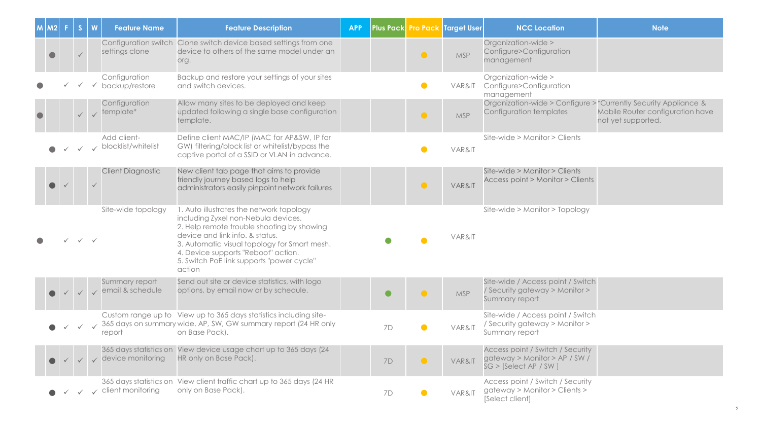| M | M2 | F | S | W | Feature Name | Feature Description | APP | Plus Pack | Pro Pack | Target User | NCC Location | Note |
|---|---|---|---|---|---|---|---|---|---|---|---|---|
| | ● | | ✓ | | Configuration switch settings clone | Clone switch device based settings from one device to others of the same model under an org. | | | ● | MSP | Organization-wide > Configure>Configuration management | |
| ● | | ✓ | ✓ | ✓ | Configuration backup/restore | Backup and restore your settings of your sites and switch devices. | | | ● | VAR&IT | Organization-wide > Configure>Configuration management | |
| ● | | | ✓ | ✓ | Configuration template* | Allow many sites to be deployed and keep updated following a single base configuration template. | | | ● | MSP | Organization-wide > Configure > Configuration templates | *Currently Security Appliance & Mobile Router configuration have not yet supported. |
| | ● | ✓ | ✓ | ✓ | Add client-blocklist/whitelist | Define client MAC/IP (MAC for AP&SW, IP for GW) filtering/block list or whitelist/bypass the captive portal of a SSID or VLAN in advance. | | | ● | VAR&IT | Site-wide > Monitor > Clients | |
| | ● | ✓ | | ✓ | Client Diagnostic | New client tab page that aims to provide friendly journey based logs to help administrators easily pinpoint network failures | | | ● | VAR&IT | Site-wide > Monitor > Clients<br>Access point > Monitor > Clients | |
| ● | | ✓ | ✓ | ✓ | Site-wide topology | 1. Auto illustrates the network topology including Zyxel non-Nebula devices.<br>2. Help remote trouble shooting by showing device and link info. & status.<br>3. Automatic visual topology for Smart mesh.<br>4. Device supports "Reboot" action.<br>5. Switch PoE link supports "power cycle" action | | ● | ● | VAR&IT | Site-wide > Monitor > Topology | |
| | ● | ✓ | ✓ | ✓ | Summary report email & schedule | Send out site or device statistics, with logo options, by email now or by schedule. | | ● | ● | MSP | Site-wide / Access point / Switch / Security gateway > Monitor > Summary report | |
| | ● | ✓ | ✓ | ✓ | Custom range up to 365 days on summary report | View up to 365 days statistics including site-wide, AP, SW, GW summary report (24 HR only on Base Pack). | | 7D | ● | VAR&IT | Site-wide / Access point / Switch / Security gateway > Monitor > Summary report | |
| | ● | ✓ | ✓ | ✓ | 365 days statistics on device monitoring | View device usage chart up to 365 days (24 HR only on Base Pack). | | 7D | ● | VAR&IT | Access point / Switch / Security gateway > Monitor > AP / SW / SG > [Select AP / SW ] | |
| | ● | ✓ | ✓ | ✓ | 365 days statistics on client monitoring | View client traffic chart up to 365 days (24 HR only on Base Pack). | | 7D | ● | VAR&IT | Access point / Switch / Security gateway > Monitor > Clients > [Select client] | |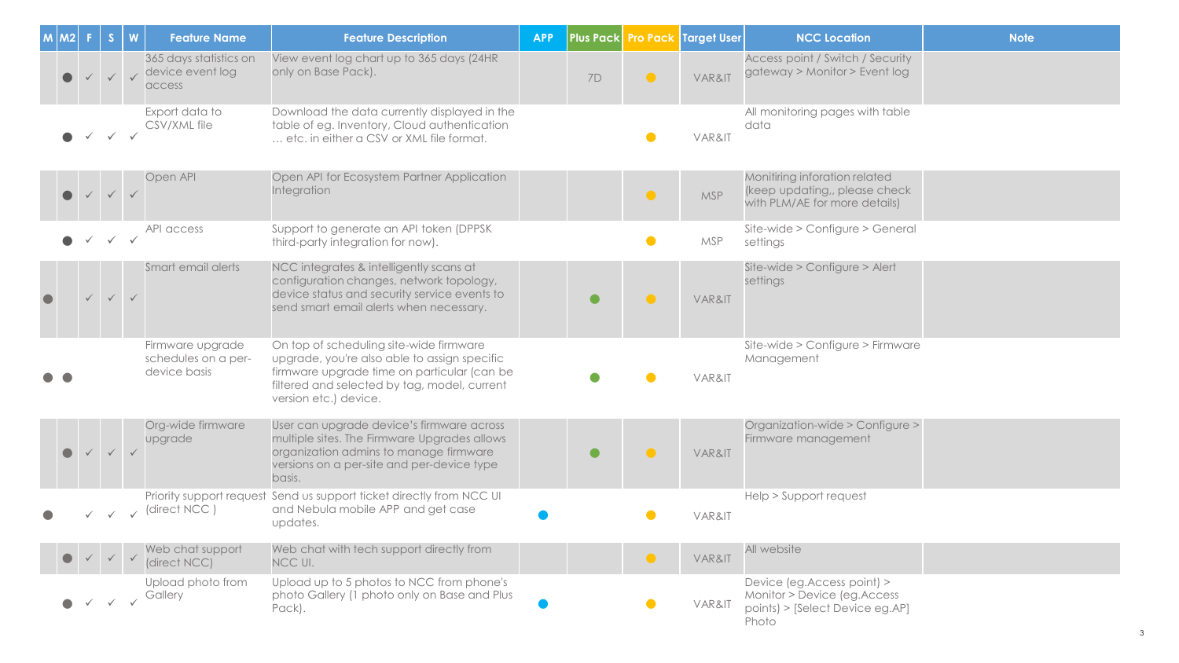| M | M2 | F | S | W | Feature Name | Feature Description | APP | Plus Pack | Pro Pack | Target User | NCC Location | Note |
|---|---|---|---|---|---|---|---|---|---|---|---|---|
| | ● | ✓ | ✓ | ✓ | 365 days statistics on device event log access | View event log chart up to 365 days (24HR only on Base Pack). | | 7D | ● | VAR&IT | Access point / Switch / Security gateway > Monitor > Event log | |
| | ● | ✓ | ✓ | ✓ | Export data to CSV/XML file | Download the data currently displayed in the table of eg. Inventory, Cloud authentication … etc. in either a CSV or XML file format. | | | ● | VAR&IT | All monitoring pages with table data | |
| | ● | ✓ | ✓ | ✓ | Open API | Open API for Ecosystem Partner Application Integration | | | ● | MSP | Monitiring inforation related (keep updating,, please check with PLM/AE for more details) | |
| | ● | ✓ | ✓ | ✓ | API access | Support to generate an API token (DPPSK third-party integration for now). | | | ● | MSP | Site-wide > Configure > General settings | |
| ● | | ✓ | ✓ | ✓ | Smart email alerts | NCC integrates & intelligently scans at configuration changes, network topology, device status and security service events to send smart email alerts when necessary. | | ● | ● | VAR&IT | Site-wide > Configure > Alert settings | |
| ● | ● | | | | Firmware upgrade schedules on a per-device basis | On top of scheduling site-wide firmware upgrade, you're also able to assign specific firmware upgrade time on particular (can be filtered and selected by tag, model, current version etc.) device. | | ● | ● | VAR&IT | Site-wide > Configure > Firmware Management | |
| | ● | ✓ | ✓ | ✓ | Org-wide firmware upgrade | User can upgrade device's firmware across multiple sites. The Firmware Upgrades allows organization admins to manage firmware versions on a per-site and per-device type basis. | | ● | ● | VAR&IT | Organization-wide > Configure > Firmware management | |
| ● | | ✓ | ✓ | ✓ | Priority support request (direct NCC ) | Send us support ticket directly from NCC UI and Nebula mobile APP and get case updates. | ● | | ● | VAR&IT | Help > Support request | |
| | ● | ✓ | ✓ | ✓ | Web chat support (direct NCC) | Web chat with tech support directly from NCC UI. | | | ● | VAR&IT | All website | |
| | ● | ✓ | ✓ | ✓ | Upload photo from Gallery | Upload up to 5 photos to NCC from phone's photo Gallery (1 photo only on Base and Plus Pack). | ● | | ● | VAR&IT | Device (eg.Access point) > Monitor > Device (eg.Access points) > [Select Device eg.AP] Photo | |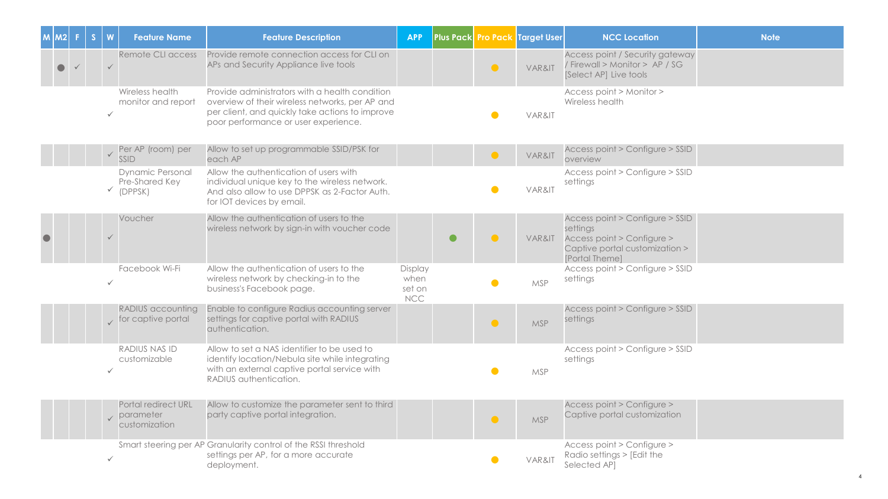| M | M2 | F | S | W | Feature Name | Feature Description | APP | Plus Pack | Pro Pack | Target User | NCC Location | Note |
|---|---|---|---|---|---|---|---|---|---|---|---|---|
| | ● | ✓ | | ✓ | Remote CLI access | Provide remote connection access for CLI on APs and Security Appliance live tools | | | ● | VAR&IT | Access point / Security gateway / Firewall > Monitor > AP / SG [Select AP] Live tools | |
| | | | | ✓ | Wireless health monitor and report | Provide administrators with a health condition overview of their wireless networks, per AP and per client, and quickly take actions to improve poor performance or user experience. | | | ● | VAR&IT | Access point > Monitor > Wireless health | |
| | | | | ✓ | Per AP (room) per SSID | Allow to set up programmable SSID/PSK for each AP | | | ● | VAR&IT | Access point > Configure > SSID overview | |
| | | | | ✓ | Dynamic Personal Pre-Shared Key (DPPSK) | Allow the authentication of users with individual unique key to the wireless network. And also allow to use DPPSK as 2-Factor Auth. for IOT devices by email. | | | ● | VAR&IT | Access point > Configure > SSID settings | |
| ● | | | | ✓ | Voucher | Allow the authentication of users to the wireless network by sign-in with voucher code | | ● | ● | VAR&IT | Access point > Configure > SSID settings<br>Access point > Configure > Captive portal customization > [Portal Theme] | |
| | | | | ✓ | Facebook Wi-Fi | Allow the authentication of users to the wireless network by checking-in to the business's Facebook page. | Display when set on NCC | | ● | MSP | Access point > Configure > SSID settings | |
| | | | | ✓ | RADIUS accounting for captive portal | Enable to configure Radius accounting server settings for captive portal with RADIUS authentication. | | | ● | MSP | Access point > Configure > SSID settings | |
| | | | | ✓ | RADIUS NAS ID customizable | Allow to set a NAS identifier to be used to identify location/Nebula site while integrating with an external captive portal service with RADIUS authentication. | | | ● | MSP | Access point > Configure > SSID settings | |
| | | | | ✓ | Portal redirect URL parameter customization | Allow to customize the parameter sent to third party captive portal integration. | | | ● | MSP | Access point > Configure > Captive portal customization | |
| | | | | ✓ | Smart steering per AP | Granularity control of the RSSI threshold settings per AP, for a more accurate deployment. | | | ● | VAR&IT | Access point > Configure > Radio settings > [Edit the Selected AP] | |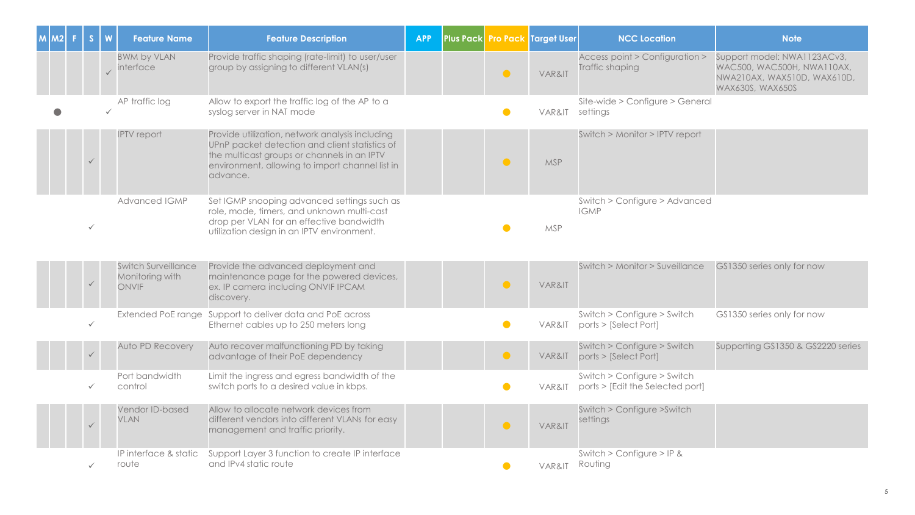| M | M2 | F | S | W | Feature Name | Feature Description | APP | Plus Pack | Pro Pack | Target User | NCC Location | Note |
|---|---|---|---|---|---|---|---|---|---|---|---|---|
| | | | | ✓ | BWM by VLAN interface | Provide traffic shaping (rate-limit) to user/user group by assigning to different VLAN(s) | | | ● | VAR&IT | Access point > Configuration > Traffic shaping | Support model: NWA1123ACv3, WAC500, WAC500H, NWA110AX, NWA210AX, WAX510D, WAX610D, WAX630S, WAX650S |
| | ● | | | ✓ | AP traffic log | Allow to export the traffic log of the AP to a syslog server in NAT mode | | | ● | VAR&IT | Site-wide > Configure > General settings | |
| | | | ✓ | | IPTV report | Provide utilization, network analysis including UPnP packet detection and client statistics of the multicast groups or channels in an IPTV environment, allowing to import channel list in advance. | | | ● | MSP | Switch > Monitor > IPTV report | |
| | | | ✓ | | Advanced IGMP | Set IGMP snooping advanced settings such as role, mode, timers, and unknown multi-cast drop per VLAN for an effective bandwidth utilization design in an IPTV environment. | | | ● | MSP | Switch > Configure > Advanced IGMP | |
| | | | ✓ | | Switch Surveillance Monitoring with ONVIF | Provide the advanced deployment and maintenance page for the powered devices, ex. IP camera including ONVIF IPCAM discovery. | | | ● | VAR&IT | Switch > Monitor > Suveillance | GS1350 series only for now |
| | | | ✓ | | Extended PoE range | Support to deliver data and PoE across Ethernet cables up to 250 meters long | | | ● | VAR&IT | Switch > Configure > Switch ports > [Select Port] | GS1350 series only for now |
| | | | ✓ | | Auto PD Recovery | Auto recover malfunctioning PD by taking advantage of their PoE dependency | | | ● | VAR&IT | Switch > Configure > Switch ports > [Select Port] | Supporting GS1350 & GS2220 series |
| | | | ✓ | | Port bandwidth control | Limit the ingress and egress bandwidth of the switch ports to a desired value in kbps. | | | ● | VAR&IT | Switch > Configure > Switch ports > [Edit the Selected port] | |
| | | | ✓ | | Vendor ID-based VLAN | Allow to allocate network devices from different vendors into different VLANs for easy management and traffic priority. | | | ● | VAR&IT | Switch > Configure >Switch settings | |
| | | | ✓ | | IP interface & static route | Support Layer 3 function to create IP interface and IPv4 static route | | | ● | VAR&IT | Switch > Configure > IP & Routing | |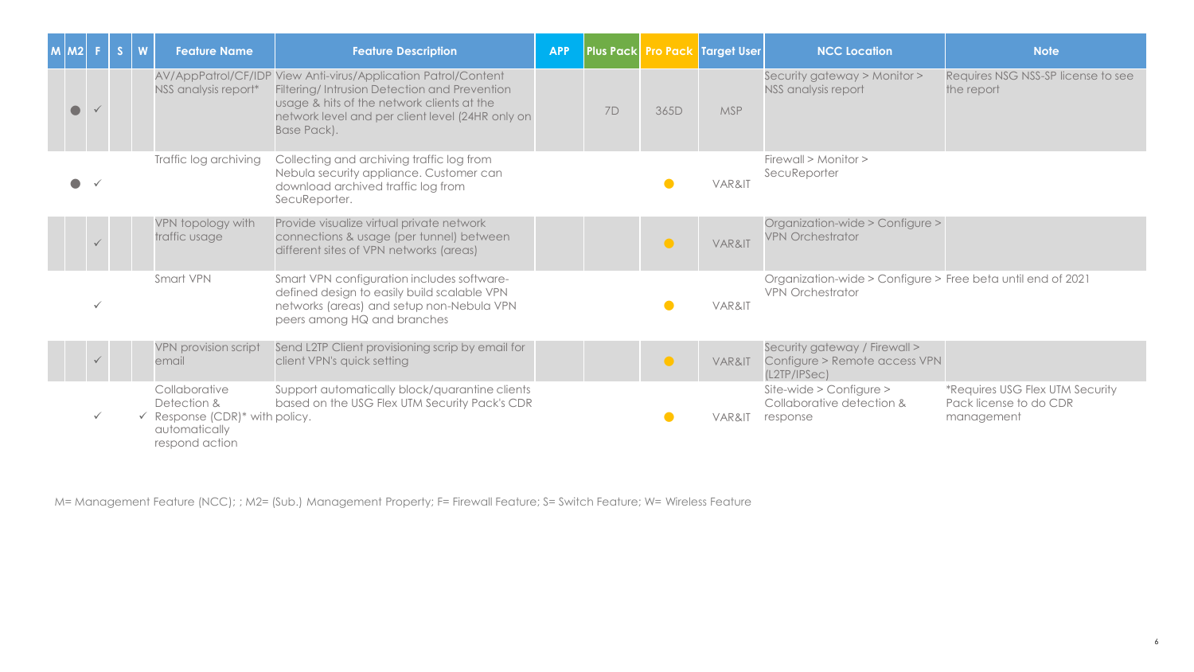| M | M2 | F | S | W | Feature Name | Feature Description | APP | Plus Pack | Pro Pack | Target User | NCC Location | Note |
|---|---|---|---|---|---|---|---|---|---|---|---|---|
| | ● | ✓ | | | AV/AppPatrol/CF/IDP NSS analysis report* | View Anti-virus/Application Patrol/Content Filtering/ Intrusion Detection and Prevention usage & hits of the network clients at the network level and per client level (24HR only on Base Pack). | | 7D | 365D | MSP | Security gateway > Monitor > NSS analysis report | Requires NSG NSS-SP license to see the report |
| | ● | ✓ | | | Traffic log archiving | Collecting and archiving traffic log from Nebula security appliance. Customer can download archived traffic log from SecuReporter. | | | ● | VAR&IT | Firewall > Monitor > SecuReporter | |
| | | ✓ | | | VPN topology with traffic usage | Provide visualize virtual private network connections & usage (per tunnel) between different sites of VPN networks (areas) | | | ● | VAR&IT | Organization-wide > Configure > VPN Orchestrator | |
| | | ✓ | | | Smart VPN | Smart VPN configuration includes software-defined design to easily build scalable VPN networks (areas) and setup non-Nebula VPN peers among HQ and branches | | | ● | VAR&IT | Organization-wide > Configure > VPN Orchestrator | Free beta until end of 2021 |
| | | ✓ | | | VPN provision script email | Send L2TP Client provisioning scrip by email for client VPN's quick setting | | | ● | VAR&IT | Security gateway / Firewall > Configure > Remote access VPN (L2TP/IPSec) | |
| | | ✓ | | ✓ | Collaborative Detection & Response (CDR)* with automatically respond action | Support automatically block/quarantine clients based on the USG Flex UTM Security Pack's CDR policy. | | | ● | VAR&IT | Site-wide > Configure > Collaborative detection & response | *Requires USG Flex UTM Security Pack license to do CDR management |

M= Management Feature (NCC); ; M2= (Sub.) Management Property; F= Firewall Feature; S= Switch Feature; W= Wireless Feature